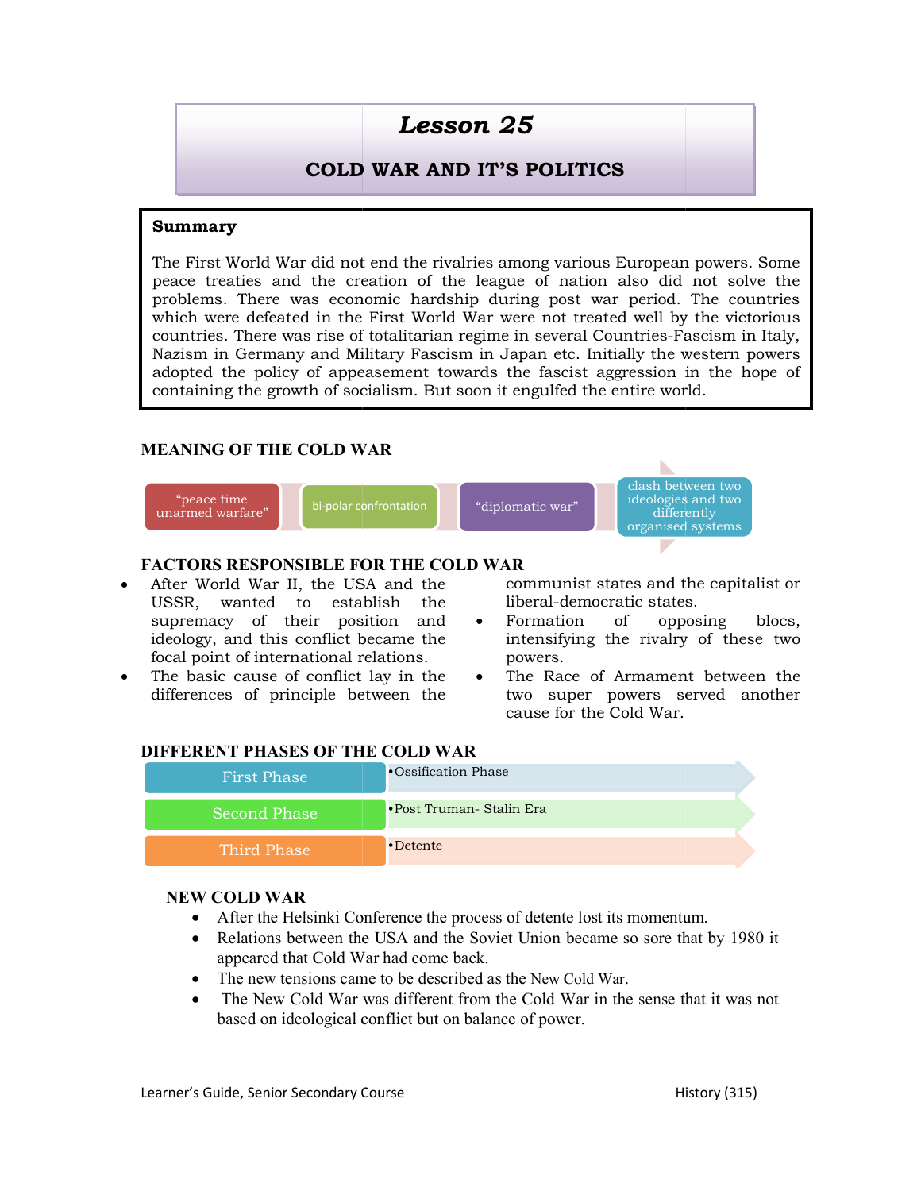# Lesson 25

## COLD WAR AND IT'S POLITICS

**Summary**

The First World War did not end the rivalries among various European powers. Some peace treaties and the creation of the league of nation also did not solve the problems. There was economic hardship during post war period. The countries which were defeated in the First World War were not treated well by the victorious countries. There was rise of totalitarian regime in several Countries-Fascism in Italy, Nazism in Germany and Military Fascism in Japan etc. Initially the western powers adopted the policy of appeasement towards the fascist aggression in the hope of containing the growth of socialism. But soon it engulfed the entire world.

### MEANING OF THE COLD WAR

- "peace time unarmed warfare"
- bi-polar confrontation
- "diplomatic war"
- clash between two ideologies and two differently organised systems

### FACTORS RESPONSIBLE FOR THE COLD WAR

- After World War II, the USA and the USSR, wanted to establish the supremacy of their position and ideology, and this conflict became the focal point of international relations.
- The basic cause of conflict lay in the differences of principle between the communist states and the capitalist or liberal-democratic states.
- Formation of opposing blocs, intensifying the rivalry of these two powers.
- The Race of Armament between the two super powers served another cause for the Cold War.

### DIFFERENT PHASES OF THE COLD WAR

| Phase | |
|---|---|
| First Phase | • Ossification Phase |
| Second Phase | • Post Truman- Stalin Era |
| Third Phase | • Detente |

### NEW COLD WAR

- After the Helsinki Conference the process of detente lost its momentum.
- Relations between the USA and the Soviet Union became so sore that by 1980 it appeared that Cold War had come back.
- The new tensions came to be described as the New Cold War.
- The New Cold War was different from the Cold War in the sense that it was not based on ideological conflict but on balance of power.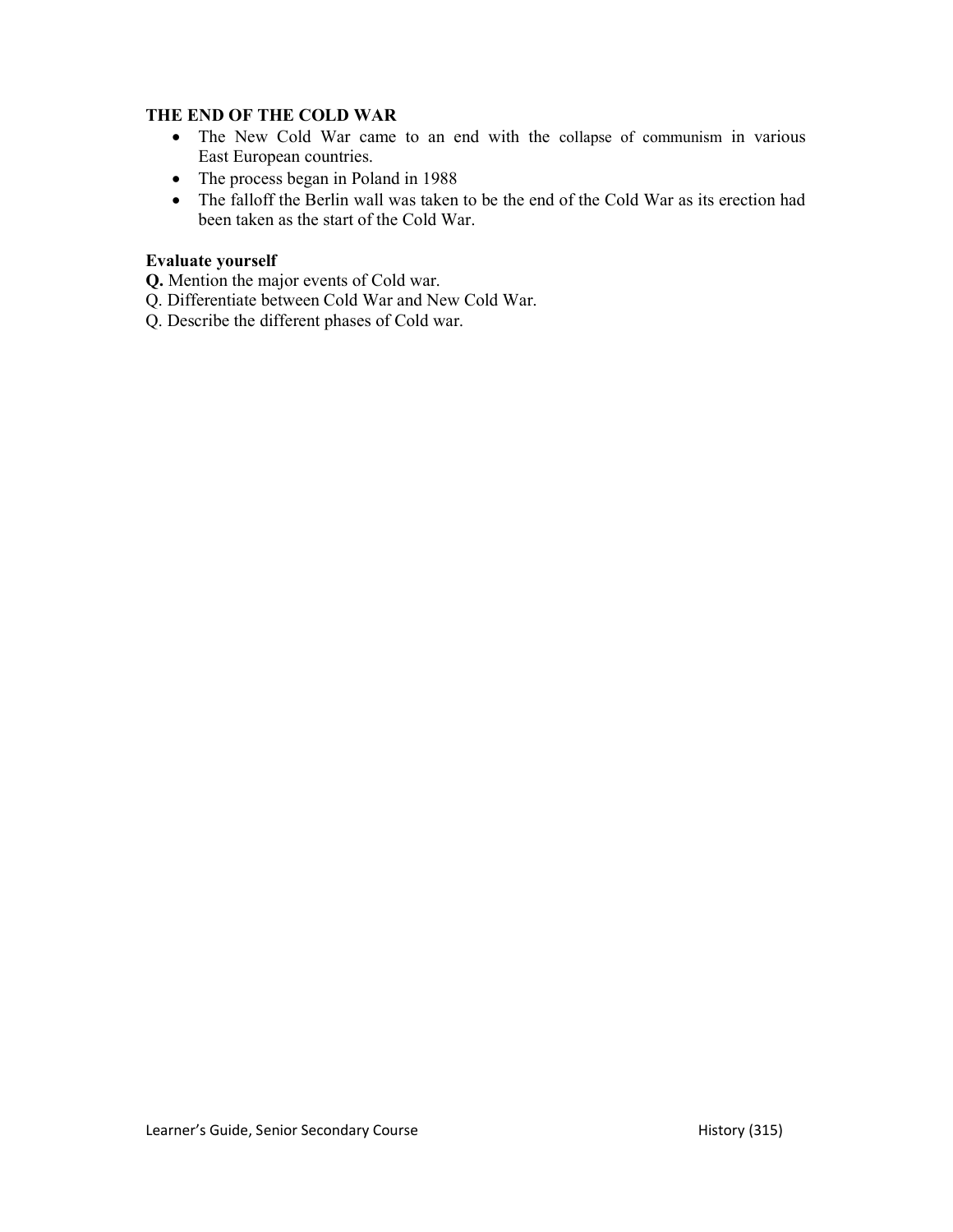**THE END OF THE COLD WAR**

- The New Cold War came to an end with the collapse of communism in various East European countries.
- The process began in Poland in 1988
- The falloff the Berlin wall was taken to be the end of the Cold War as its erection had been taken as the start of the Cold War.

**Evaluate yourself**

**Q.** Mention the major events of Cold war.

Q. Differentiate between Cold War and New Cold War.

Q. Describe the different phases of Cold war.